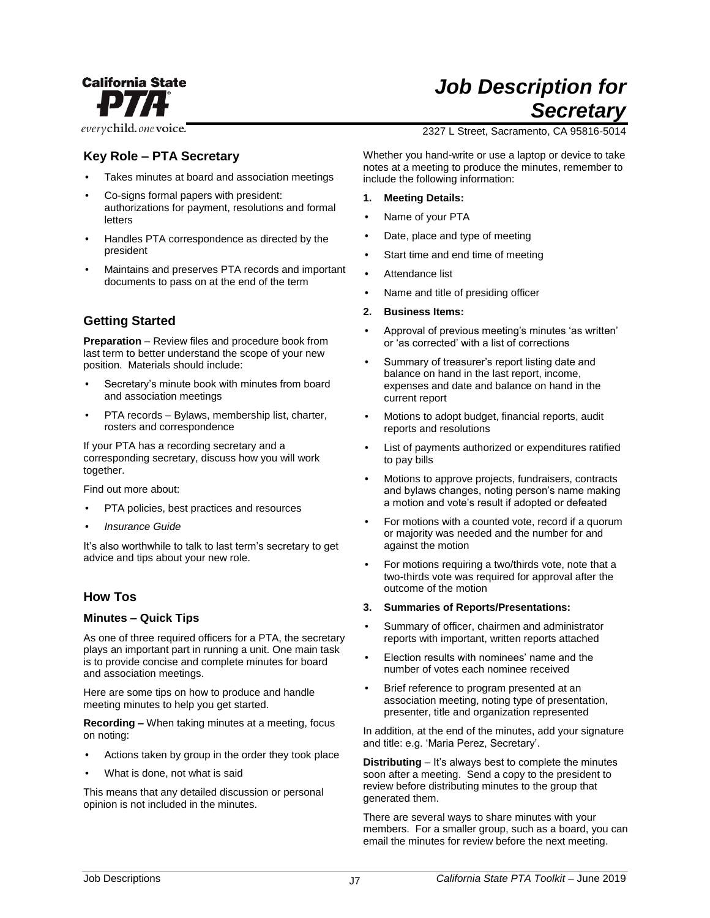# Job Description for Secretary

California State PTA — every child. one voice.

2327 L Street, Sacramento, CA 95816-5014

## Key Role – PTA Secretary

- Takes minutes at board and association meetings
- Co-signs formal papers with president: authorizations for payment, resolutions and formal letters
- Handles PTA correspondence as directed by the president
- Maintains and preserves PTA records and important documents to pass on at the end of the term

## Getting Started

**Preparation** – Review files and procedure book from last term to better understand the scope of your new position. Materials should include:

- Secretary's minute book with minutes from board and association meetings
- PTA records – Bylaws, membership list, charter, rosters and correspondence

If your PTA has a recording secretary and a corresponding secretary, discuss how you will work together.

Find out more about:

- PTA policies, best practices and resources
- *Insurance Guide*

It's also worthwhile to talk to last term's secretary to get advice and tips about your new role.

## How Tos

### Minutes – Quick Tips

As one of three required officers for a PTA, the secretary plays an important part in running a unit. One main task is to provide concise and complete minutes for board and association meetings.

Here are some tips on how to produce and handle meeting minutes to help you get started.

**Recording –** When taking minutes at a meeting, focus on noting:

- Actions taken by group in the order they took place
- What is done, not what is said

This means that any detailed discussion or personal opinion is not included in the minutes.

Whether you hand-write or use a laptop or device to take notes at a meeting to produce the minutes, remember to include the following information:

**1. Meeting Details:**

- Name of your PTA
- Date, place and type of meeting
- Start time and end time of meeting
- Attendance list
- Name and title of presiding officer

**2. Business Items:**

- Approval of previous meeting's minutes 'as written' or 'as corrected' with a list of corrections
- Summary of treasurer's report listing date and balance on hand in the last report, income, expenses and date and balance on hand in the current report
- Motions to adopt budget, financial reports, audit reports and resolutions
- List of payments authorized or expenditures ratified to pay bills
- Motions to approve projects, fundraisers, contracts and bylaws changes, noting person's name making a motion and vote's result if adopted or defeated
- For motions with a counted vote, record if a quorum or majority was needed and the number for and against the motion
- For motions requiring a two/thirds vote, note that a two-thirds vote was required for approval after the outcome of the motion

**3. Summaries of Reports/Presentations:**

- Summary of officer, chairmen and administrator reports with important, written reports attached
- Election results with nominees' name and the number of votes each nominee received
- Brief reference to program presented at an association meeting, noting type of presentation, presenter, title and organization represented

In addition, at the end of the minutes, add your signature and title: e.g. 'Maria Perez, Secretary'.

**Distributing** – It's always best to complete the minutes soon after a meeting. Send a copy to the president to review before distributing minutes to the group that generated them.

There are several ways to share minutes with your members. For a smaller group, such as a board, you can email the minutes for review before the next meeting.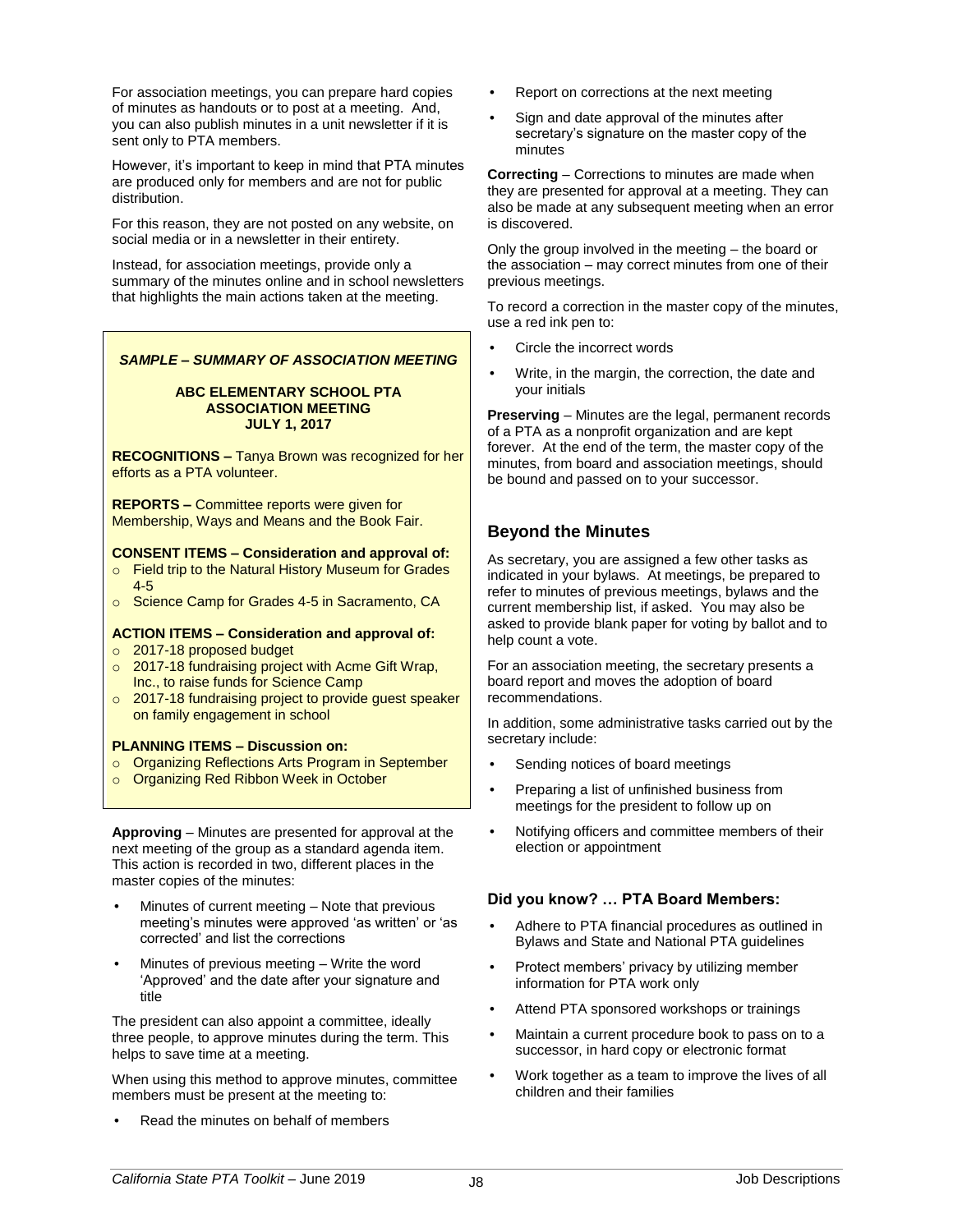For association meetings, you can prepare hard copies of minutes as handouts or to post at a meeting. And, you can also publish minutes in a unit newsletter if it is sent only to PTA members.

However, it's important to keep in mind that PTA minutes are produced only for members and are not for public distribution.

For this reason, they are not posted on any website, on social media or in a newsletter in their entirety.

Instead, for association meetings, provide only a summary of the minutes online and in school newsletters that highlights the main actions taken at the meeting.

> ***SAMPLE – SUMMARY OF ASSOCIATION MEETING***
>
> **ABC ELEMENTARY SCHOOL PTA**
> **ASSOCIATION MEETING**
> **JULY 1, 2017**
>
> **RECOGNITIONS –** Tanya Brown was recognized for her efforts as a PTA volunteer.
>
> **REPORTS –** Committee reports were given for Membership, Ways and Means and the Book Fair.
>
> **CONSENT ITEMS – Consideration and approval of:**
> - Field trip to the Natural History Museum for Grades 4-5
> - Science Camp for Grades 4-5 in Sacramento, CA
>
> **ACTION ITEMS – Consideration and approval of:**
> - 2017-18 proposed budget
> - 2017-18 fundraising project with Acme Gift Wrap, Inc., to raise funds for Science Camp
> - 2017-18 fundraising project to provide guest speaker on family engagement in school
>
> **PLANNING ITEMS – Discussion on:**
> - Organizing Reflections Arts Program in September
> - Organizing Red Ribbon Week in October

**Approving** – Minutes are presented for approval at the next meeting of the group as a standard agenda item. This action is recorded in two, different places in the master copies of the minutes:

- Minutes of current meeting – Note that previous meeting's minutes were approved 'as written' or 'as corrected' and list the corrections
- Minutes of previous meeting – Write the word 'Approved' and the date after your signature and title

The president can also appoint a committee, ideally three people, to approve minutes during the term. This helps to save time at a meeting.

When using this method to approve minutes, committee members must be present at the meeting to:

- Read the minutes on behalf of members
- Report on corrections at the next meeting
- Sign and date approval of the minutes after secretary's signature on the master copy of the minutes

**Correcting** – Corrections to minutes are made when they are presented for approval at a meeting. They can also be made at any subsequent meeting when an error is discovered.

Only the group involved in the meeting – the board or the association – may correct minutes from one of their previous meetings.

To record a correction in the master copy of the minutes, use a red ink pen to:

- Circle the incorrect words
- Write, in the margin, the correction, the date and your initials

**Preserving** – Minutes are the legal, permanent records of a PTA as a nonprofit organization and are kept forever. At the end of the term, the master copy of the minutes, from board and association meetings, should be bound and passed on to your successor.

## Beyond the Minutes

As secretary, you are assigned a few other tasks as indicated in your bylaws. At meetings, be prepared to refer to minutes of previous meetings, bylaws and the current membership list, if asked. You may also be asked to provide blank paper for voting by ballot and to help count a vote.

For an association meeting, the secretary presents a board report and moves the adoption of board recommendations.

In addition, some administrative tasks carried out by the secretary include:

- Sending notices of board meetings
- Preparing a list of unfinished business from meetings for the president to follow up on
- Notifying officers and committee members of their election or appointment

### Did you know? … PTA Board Members:

- Adhere to PTA financial procedures as outlined in Bylaws and State and National PTA guidelines
- Protect members' privacy by utilizing member information for PTA work only
- Attend PTA sponsored workshops or trainings
- Maintain a current procedure book to pass on to a successor, in hard copy or electronic format
- Work together as a team to improve the lives of all children and their families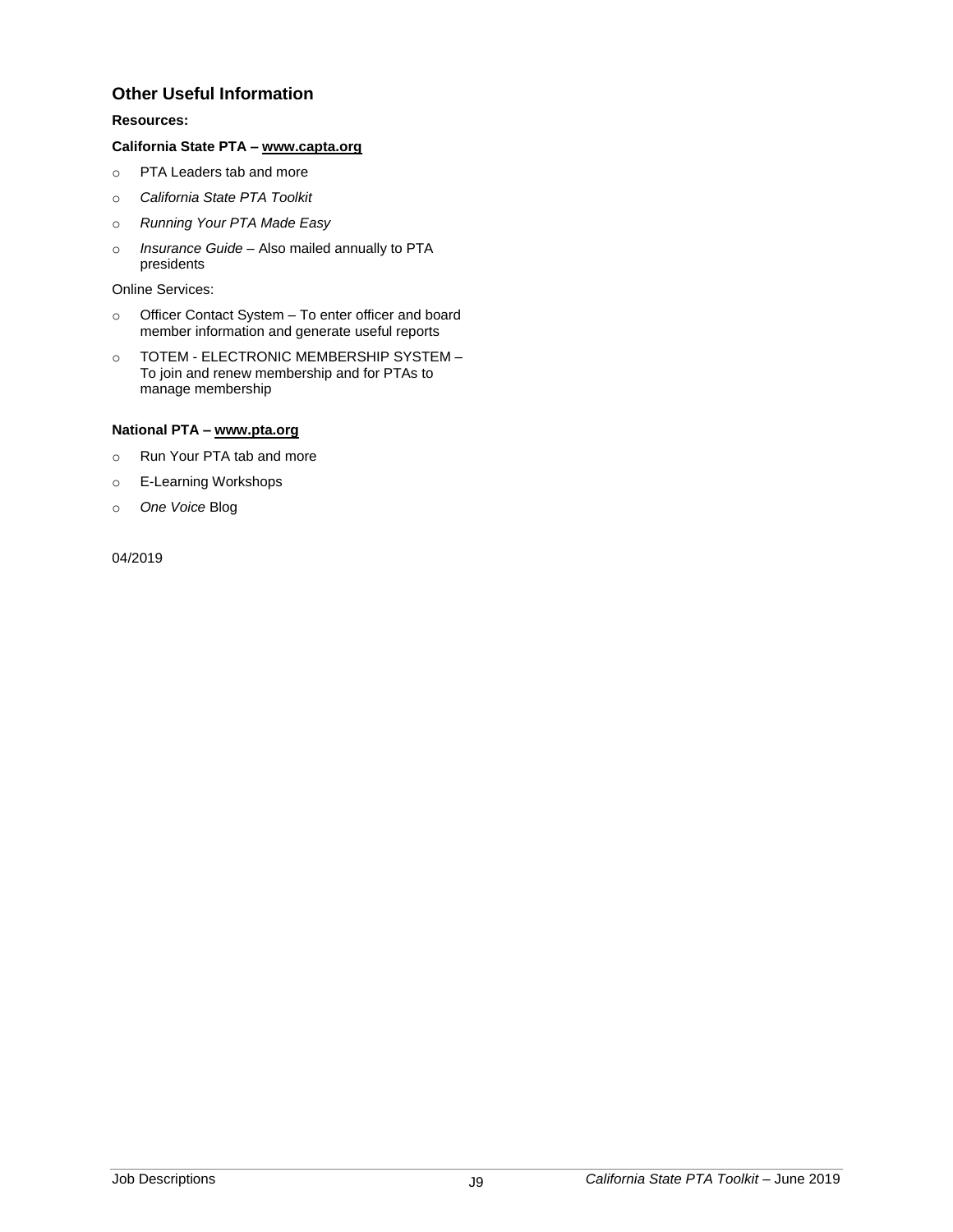## Other Useful Information

**Resources:**

**California State PTA – www.capta.org**

- PTA Leaders tab and more
- *California State PTA Toolkit*
- *Running Your PTA Made Easy*
- *Insurance Guide* – Also mailed annually to PTA presidents

Online Services:

- Officer Contact System – To enter officer and board member information and generate useful reports
- TOTEM - ELECTRONIC MEMBERSHIP SYSTEM – To join and renew membership and for PTAs to manage membership

**National PTA – www.pta.org**

- Run Your PTA tab and more
- E-Learning Workshops
- *One Voice* Blog

04/2019